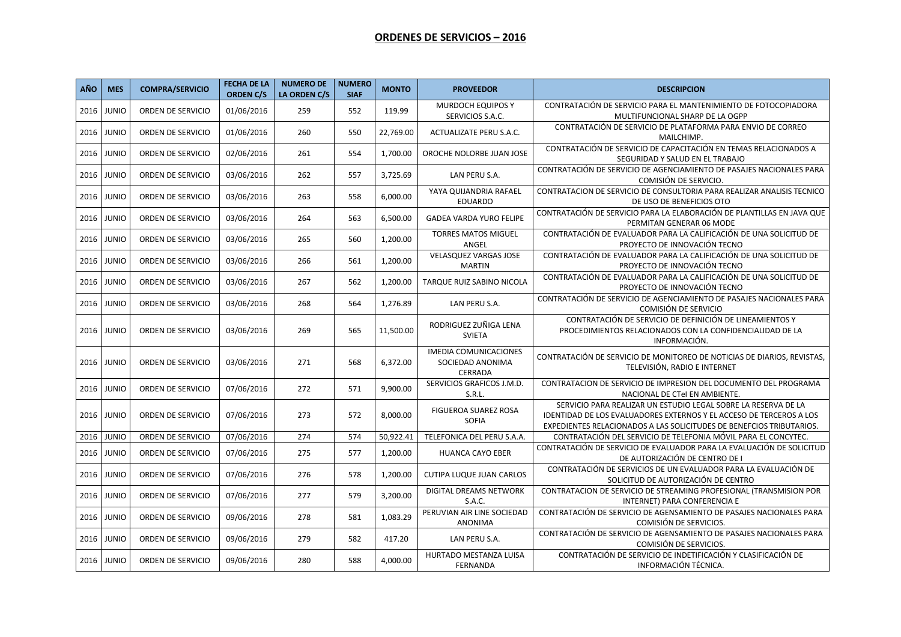# ORDENES DE SERVICIOS – 2016

| AÑO | MES | COMPRA/SERVICIO | FECHA DE LA ORDEN C/S | NUMERO DE LA ORDEN C/S | NUMERO SIAF | MONTO | PROVEEDOR | DESCRIPCION |
|---|---|---|---|---|---|---|---|---|
| 2016 | JUNIO | ORDEN DE SERVICIO | 01/06/2016 | 259 | 552 | 119.99 | MURDOCH EQUIPOS Y SERVICIOS S.A.C. | CONTRATACIÓN DE SERVICIO PARA EL MANTENIMIENTO DE FOTOCOPIADORA MULTIFUNCIONAL SHARP DE LA OGPP |
| 2016 | JUNIO | ORDEN DE SERVICIO | 01/06/2016 | 260 | 550 | 22,769.00 | ACTUALIZATE PERU S.A.C. | CONTRATACIÓN DE SERVICIO DE PLATAFORMA PARA ENVIO DE CORREO MAILCHIMP. |
| 2016 | JUNIO | ORDEN DE SERVICIO | 02/06/2016 | 261 | 554 | 1,700.00 | OROCHE NOLORBE JUAN JOSE | CONTRATACIÓN DE SERVICIO DE CAPACITACIÓN EN TEMAS RELACIONADOS A SEGURIDAD Y SALUD EN EL TRABAJO |
| 2016 | JUNIO | ORDEN DE SERVICIO | 03/06/2016 | 262 | 557 | 3,725.69 | LAN PERU S.A. | CONTRATACIÓN DE SERVICIO DE AGENCIAMIENTO DE PASAJES NACIONALES PARA COMISIÓN DE SERVICIO. |
| 2016 | JUNIO | ORDEN DE SERVICIO | 03/06/2016 | 263 | 558 | 6,000.00 | YAYA QUIJANDRIA RAFAEL EDUARDO | CONTRATACION DE SERVICIO DE CONSULTORIA PARA REALIZAR ANALISIS TECNICO DE USO DE BENEFICIOS OTO |
| 2016 | JUNIO | ORDEN DE SERVICIO | 03/06/2016 | 264 | 563 | 6,500.00 | GADEA VARDA YURO FELIPE | CONTRATACIÓN DE SERVICIO PARA LA ELABORACIÓN DE PLANTILLAS EN JAVA QUE PERMITAN GENERAR 06 MODE |
| 2016 | JUNIO | ORDEN DE SERVICIO | 03/06/2016 | 265 | 560 | 1,200.00 | TORRES MATOS MIGUEL ANGEL | CONTRATACIÓN DE EVALUADOR PARA LA CALIFICACIÓN DE UNA SOLICITUD DE PROYECTO DE INNOVACIÓN TECNO |
| 2016 | JUNIO | ORDEN DE SERVICIO | 03/06/2016 | 266 | 561 | 1,200.00 | VELASQUEZ VARGAS JOSE MARTIN | CONTRATACIÓN DE EVALUADOR PARA LA CALIFICACIÓN DE UNA SOLICITUD DE PROYECTO DE INNOVACIÓN TECNO |
| 2016 | JUNIO | ORDEN DE SERVICIO | 03/06/2016 | 267 | 562 | 1,200.00 | TARQUE RUIZ SABINO NICOLA | CONTRATACIÓN DE EVALUADOR PARA LA CALIFICACIÓN DE UNA SOLICITUD DE PROYECTO DE INNOVACIÓN TECNO |
| 2016 | JUNIO | ORDEN DE SERVICIO | 03/06/2016 | 268 | 564 | 1,276.89 | LAN PERU S.A. | CONTRATACIÓN DE SERVICIO DE AGENCIAMIENTO DE PASAJES NACIONALES PARA COMISIÓN DE SERVICIO |
| 2016 | JUNIO | ORDEN DE SERVICIO | 03/06/2016 | 269 | 565 | 11,500.00 | RODRIGUEZ ZUÑIGA LENA SVIETA | CONTRATACIÓN DE SERVICIO DE DEFINICIÓN DE LINEAMIENTOS Y PROCEDIMIENTOS RELACIONADOS CON LA CONFIDENCIALIDAD DE LA INFORMACIÓN. |
| 2016 | JUNIO | ORDEN DE SERVICIO | 03/06/2016 | 271 | 568 | 6,372.00 | IMEDIA COMUNICACIONES SOCIEDAD ANONIMA CERRADA | CONTRATACIÓN DE SERVICIO DE MONITOREO DE NOTICIAS DE DIARIOS, REVISTAS, TELEVISIÓN, RADIO E INTERNET |
| 2016 | JUNIO | ORDEN DE SERVICIO | 07/06/2016 | 272 | 571 | 9,900.00 | SERVICIOS GRAFICOS J.M.D. S.R.L. | CONTRATACION DE SERVICIO DE IMPRESION DEL DOCUMENTO DEL PROGRAMA NACIONAL DE CTeI EN AMBIENTE. |
| 2016 | JUNIO | ORDEN DE SERVICIO | 07/06/2016 | 273 | 572 | 8,000.00 | FIGUEROA SUAREZ ROSA SOFIA | SERVICIO PARA REALIZAR UN ESTUDIO LEGAL SOBRE LA RESERVA DE LA IDENTIDAD DE LOS EVALUADORES EXTERNOS Y EL ACCESO DE TERCEROS A LOS EXPEDIENTES RELACIONADOS A LAS SOLICITUDES DE BENEFCIOS TRIBUTARIOS. |
| 2016 | JUNIO | ORDEN DE SERVICIO | 07/06/2016 | 274 | 574 | 50,922.41 | TELEFONICA DEL PERU S.A.A. | CONTRATACIÓN DEL SERVICIO DE TELEFONIA MÓVIL PARA EL CONCYTEC. |
| 2016 | JUNIO | ORDEN DE SERVICIO | 07/06/2016 | 275 | 577 | 1,200.00 | HUANCA CAYO EBER | CONTRATACIÓN DE SERVICIO DE EVALUADOR PARA LA EVALUACIÓN DE SOLICITUD DE AUTORIZACIÓN DE CENTRO DE I |
| 2016 | JUNIO | ORDEN DE SERVICIO | 07/06/2016 | 276 | 578 | 1,200.00 | CUTIPA LUQUE JUAN CARLOS | CONTRATACIÓN DE SERVICIOS DE UN EVALUADOR PARA LA EVALUACIÓN DE SOLICITUD DE AUTORIZACIÓN DE CENTRO |
| 2016 | JUNIO | ORDEN DE SERVICIO | 07/06/2016 | 277 | 579 | 3,200.00 | DIGITAL DREAMS NETWORK S.A.C. | CONTRATACION DE SERVICIO DE STREAMING PROFESIONAL (TRANSMISION POR INTERNET) PARA CONFERENCIA E |
| 2016 | JUNIO | ORDEN DE SERVICIO | 09/06/2016 | 278 | 581 | 1,083.29 | PERUVIAN AIR LINE SOCIEDAD ANONIMA | CONTRATACIÓN DE SERVICIO DE AGENSAMIENTO DE PASAJES NACIONALES PARA COMISIÓN DE SERVICIOS. |
| 2016 | JUNIO | ORDEN DE SERVICIO | 09/06/2016 | 279 | 582 | 417.20 | LAN PERU S.A. | CONTRATACIÓN DE SERVICIO DE AGENSAMIENTO DE PASAJES NACIONALES PARA COMISIÓN DE SERVICIOS. |
| 2016 | JUNIO | ORDEN DE SERVICIO | 09/06/2016 | 280 | 588 | 4,000.00 | HURTADO MESTANZA LUISA FERNANDA | CONTRATACIÓN DE SERVICIO DE INDETIFICACIÓN Y CLASIFICACIÓN DE INFORMACIÓN TÉCNICA. |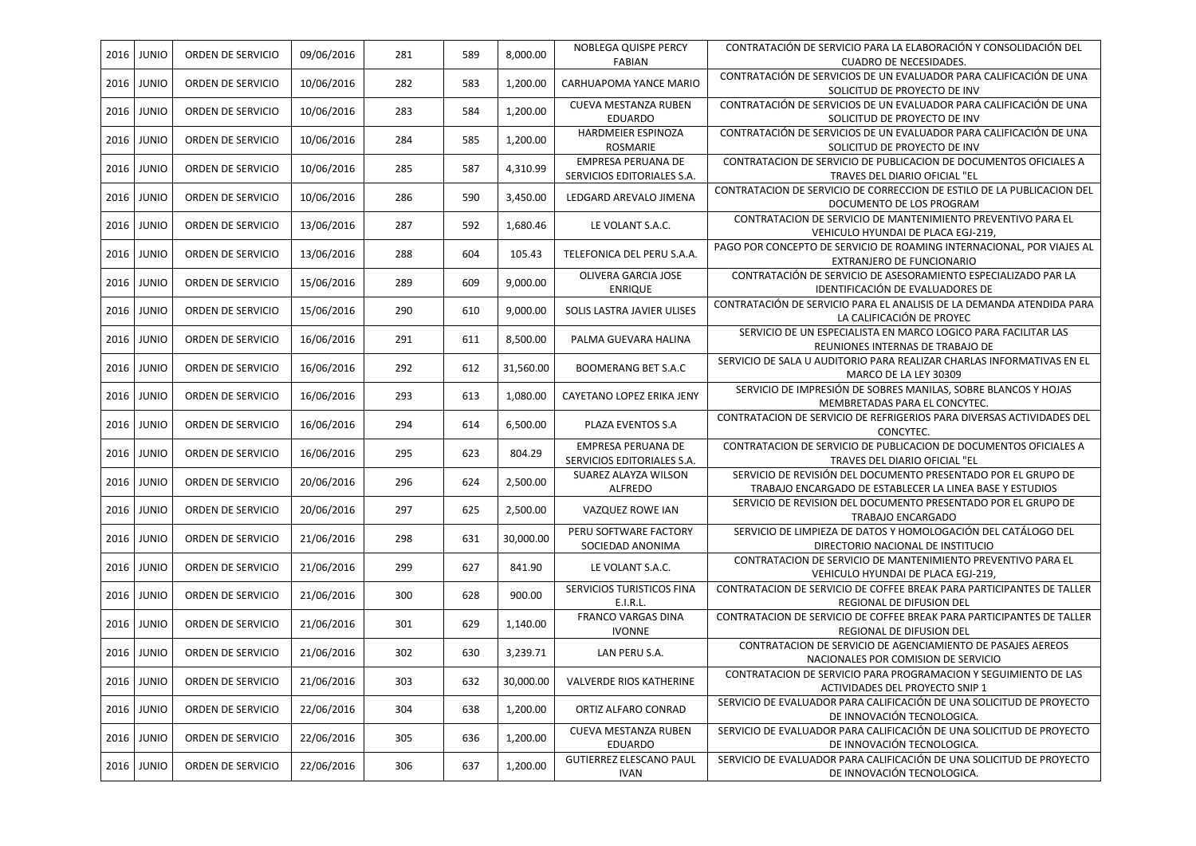| 2016 | JUNIO | ORDEN DE SERVICIO | 09/06/2016 | 281 | 589 | 8,000.00 | NOBLEGA QUISPE PERCY FABIAN | CONTRATACIÓN DE SERVICIO PARA LA ELABORACIÓN Y CONSOLIDACIÓN DEL CUADRO DE NECESIDADES. |
|---|---|---|---|---|---|---|---|---|
| 2016 | JUNIO | ORDEN DE SERVICIO | 10/06/2016 | 282 | 583 | 1,200.00 | CARHUAPOMA YANCE MARIO | CONTRATACIÓN DE SERVICIOS DE UN EVALUADOR PARA CALIFICACIÓN DE UNA SOLICITUD DE PROYECTO DE INV |
| 2016 | JUNIO | ORDEN DE SERVICIO | 10/06/2016 | 283 | 584 | 1,200.00 | CUEVA MESTANZA RUBEN EDUARDO | CONTRATACIÓN DE SERVICIOS DE UN EVALUADOR PARA CALIFICACIÓN DE UNA SOLICITUD DE PROYECTO DE INV |
| 2016 | JUNIO | ORDEN DE SERVICIO | 10/06/2016 | 284 | 585 | 1,200.00 | HARDMEIER ESPINOZA ROSMARIE | CONTRATACIÓN DE SERVICIOS DE UN EVALUADOR PARA CALIFICACIÓN DE UNA SOLICITUD DE PROYECTO DE INV |
| 2016 | JUNIO | ORDEN DE SERVICIO | 10/06/2016 | 285 | 587 | 4,310.99 | EMPRESA PERUANA DE SERVICIOS EDITORIALES S.A. | CONTRATACION DE SERVICIO DE PUBLICACION DE DOCUMENTOS OFICIALES A TRAVES DEL DIARIO OFICIAL "EL |
| 2016 | JUNIO | ORDEN DE SERVICIO | 10/06/2016 | 286 | 590 | 3,450.00 | LEDGARD AREVALO JIMENA | CONTRATACION DE SERVICIO DE CORRECCION DE ESTILO DE LA PUBLICACION DEL DOCUMENTO DE LOS PROGRAM |
| 2016 | JUNIO | ORDEN DE SERVICIO | 13/06/2016 | 287 | 592 | 1,680.46 | LE VOLANT S.A.C. | CONTRATACION DE SERVICIO DE MANTENIMIENTO PREVENTIVO PARA EL VEHICULO HYUNDAI DE PLACA EGJ-219, |
| 2016 | JUNIO | ORDEN DE SERVICIO | 13/06/2016 | 288 | 604 | 105.43 | TELEFONICA DEL PERU S.A.A. | PAGO POR CONCEPTO DE SERVICIO DE ROAMING INTERNACIONAL, POR VIAJES AL EXTRANJERO DE FUNCIONARIO |
| 2016 | JUNIO | ORDEN DE SERVICIO | 15/06/2016 | 289 | 609 | 9,000.00 | OLIVERA GARCIA JOSE ENRIQUE | CONTRATACIÓN DE SERVICIO DE ASESORAMIENTO ESPECIALIZADO PAR LA IDENTIFICACIÓN DE EVALUADORES DE |
| 2016 | JUNIO | ORDEN DE SERVICIO | 15/06/2016 | 290 | 610 | 9,000.00 | SOLIS LASTRA JAVIER ULISES | CONTRATACIÓN DE SERVICIO PARA EL ANALISIS DE LA DEMANDA ATENDIDA PARA LA CALIFICACIÓN DE PROYEC |
| 2016 | JUNIO | ORDEN DE SERVICIO | 16/06/2016 | 291 | 611 | 8,500.00 | PALMA GUEVARA HALINA | SERVICIO DE UN ESPECIALISTA EN MARCO LOGICO PARA FACILITAR LAS REUNIONES INTERNAS DE TRABAJO DE |
| 2016 | JUNIO | ORDEN DE SERVICIO | 16/06/2016 | 292 | 612 | 31,560.00 | BOOMERANG BET S.A.C | SERVICIO DE SALA U AUDITORIO PARA REALIZAR CHARLAS INFORMATIVAS EN EL MARCO DE LA LEY 30309 |
| 2016 | JUNIO | ORDEN DE SERVICIO | 16/06/2016 | 293 | 613 | 1,080.00 | CAYETANO LOPEZ ERIKA JENY | SERVICIO DE IMPRESIÓN DE SOBRES MANILAS, SOBRE BLANCOS Y HOJAS MEMBRETADAS PARA EL CONCYTEC. |
| 2016 | JUNIO | ORDEN DE SERVICIO | 16/06/2016 | 294 | 614 | 6,500.00 | PLAZA EVENTOS S.A | CONTRATACION DE SERVICIO DE REFRIGERIOS PARA DIVERSAS ACTIVIDADES DEL CONCYTEC. |
| 2016 | JUNIO | ORDEN DE SERVICIO | 16/06/2016 | 295 | 623 | 804.29 | EMPRESA PERUANA DE SERVICIOS EDITORIALES S.A. | CONTRATACION DE SERVICIO DE PUBLICACION DE DOCUMENTOS OFICIALES A TRAVES DEL DIARIO OFICIAL "EL |
| 2016 | JUNIO | ORDEN DE SERVICIO | 20/06/2016 | 296 | 624 | 2,500.00 | SUAREZ ALAYZA WILSON ALFREDO | SERVICIO DE REVISIÓN DEL DOCUMENTO PRESENTADO POR EL GRUPO DE TRABAJO ENCARGADO DE ESTABLECER LA LINEA BASE Y ESTUDIOS |
| 2016 | JUNIO | ORDEN DE SERVICIO | 20/06/2016 | 297 | 625 | 2,500.00 | VAZQUEZ ROWE IAN | SERVICIO DE REVISION DEL DOCUMENTO PRESENTADO POR EL GRUPO DE TRABAJO ENCARGADO |
| 2016 | JUNIO | ORDEN DE SERVICIO | 21/06/2016 | 298 | 631 | 30,000.00 | PERU SOFTWARE FACTORY SOCIEDAD ANONIMA | SERVICIO DE LIMPIEZA DE DATOS Y HOMOLOGACIÓN DEL CATÁLOGO DEL DIRECTORIO NACIONAL DE INSTITUCIO |
| 2016 | JUNIO | ORDEN DE SERVICIO | 21/06/2016 | 299 | 627 | 841.90 | LE VOLANT S.A.C. | CONTRATACION DE SERVICIO DE MANTENIMIENTO PREVENTIVO PARA EL VEHICULO HYUNDAI DE PLACA EGJ-219, |
| 2016 | JUNIO | ORDEN DE SERVICIO | 21/06/2016 | 300 | 628 | 900.00 | SERVICIOS TURISTICOS FINA E.I.R.L. | CONTRATACION DE SERVICIO DE COFFEE BREAK PARA PARTICIPANTES DE TALLER REGIONAL DE DIFUSION DEL |
| 2016 | JUNIO | ORDEN DE SERVICIO | 21/06/2016 | 301 | 629 | 1,140.00 | FRANCO VARGAS DINA IVONNE | CONTRATACION DE SERVICIO DE COFFEE BREAK PARA PARTICIPANTES DE TALLER REGIONAL DE DIFUSION DEL |
| 2016 | JUNIO | ORDEN DE SERVICIO | 21/06/2016 | 302 | 630 | 3,239.71 | LAN PERU S.A. | CONTRATACION DE SERVICIO DE AGENCIAMIENTO DE PASAJES AEREOS NACIONALES POR COMISION DE SERVICIO |
| 2016 | JUNIO | ORDEN DE SERVICIO | 21/06/2016 | 303 | 632 | 30,000.00 | VALVERDE RIOS KATHERINE | CONTRATACION DE SERVICIO PARA PROGRAMACION Y SEGUIMIENTO DE LAS ACTIVIDADES DEL PROYECTO SNIP 1 |
| 2016 | JUNIO | ORDEN DE SERVICIO | 22/06/2016 | 304 | 638 | 1,200.00 | ORTIZ ALFARO CONRAD | SERVICIO DE EVALUADOR PARA CALIFICACIÓN DE UNA SOLICITUD DE PROYECTO DE INNOVACIÓN TECNOLOGICA. |
| 2016 | JUNIO | ORDEN DE SERVICIO | 22/06/2016 | 305 | 636 | 1,200.00 | CUEVA MESTANZA RUBEN EDUARDO | SERVICIO DE EVALUADOR PARA CALIFICACIÓN DE UNA SOLICITUD DE PROYECTO DE INNOVACIÓN TECNOLOGICA. |
| 2016 | JUNIO | ORDEN DE SERVICIO | 22/06/2016 | 306 | 637 | 1,200.00 | GUTIERREZ ELESCANO PAUL IVAN | SERVICIO DE EVALUADOR PARA CALIFICACIÓN DE UNA SOLICITUD DE PROYECTO DE INNOVACIÓN TECNOLOGICA. |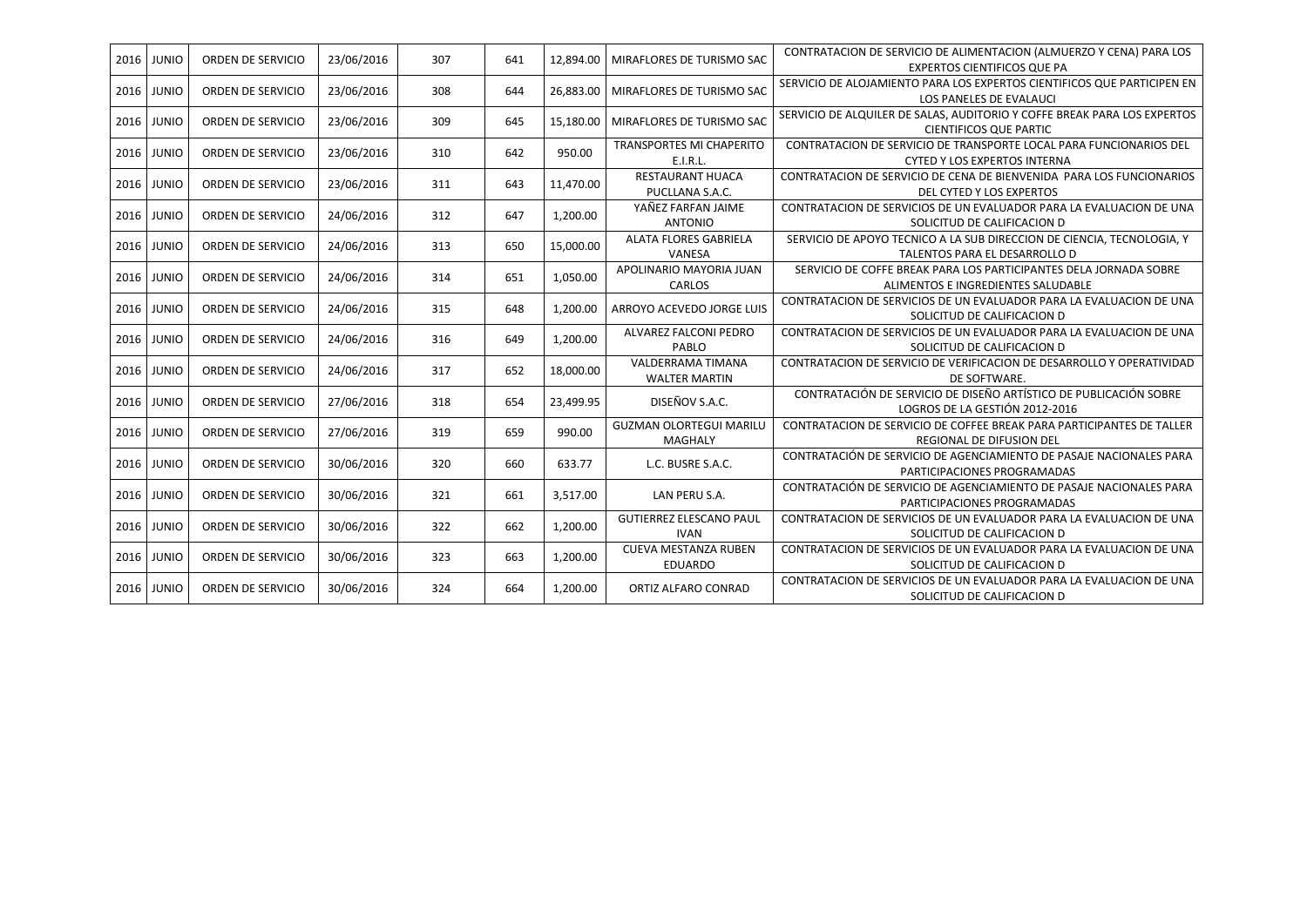| | | | | | | | | |
|---|---|---|---|---|---|---|---|---|
| 2016 | JUNIO | ORDEN DE SERVICIO | 23/06/2016 | 307 | 641 | 12,894.00 | MIRAFLORES DE TURISMO SAC | CONTRATACION DE SERVICIO DE ALIMENTACION (ALMUERZO Y CENA) PARA LOS EXPERTOS CIENTIFICOS QUE PA |
| 2016 | JUNIO | ORDEN DE SERVICIO | 23/06/2016 | 308 | 644 | 26,883.00 | MIRAFLORES DE TURISMO SAC | SERVICIO DE ALOJAMIENTO PARA LOS EXPERTOS CIENTIFICOS QUE PARTICIPEN EN LOS PANELES DE EVALAUCI |
| 2016 | JUNIO | ORDEN DE SERVICIO | 23/06/2016 | 309 | 645 | 15,180.00 | MIRAFLORES DE TURISMO SAC | SERVICIO DE ALQUILER DE SALAS, AUDITORIO Y COFFE BREAK PARA LOS EXPERTOS CIENTIFICOS QUE PARTIC |
| 2016 | JUNIO | ORDEN DE SERVICIO | 23/06/2016 | 310 | 642 | 950.00 | TRANSPORTES MI CHAPERITO E.I.R.L. | CONTRATACION DE SERVICIO DE TRANSPORTE LOCAL PARA FUNCIONARIOS DEL CYTED Y LOS EXPERTOS INTERNA |
| 2016 | JUNIO | ORDEN DE SERVICIO | 23/06/2016 | 311 | 643 | 11,470.00 | RESTAURANT HUACA PUCLLANA S.A.C. | CONTRATACION DE SERVICIO DE CENA DE BIENVENIDA PARA LOS FUNCIONARIOS DEL CYTED Y LOS EXPERTOS |
| 2016 | JUNIO | ORDEN DE SERVICIO | 24/06/2016 | 312 | 647 | 1,200.00 | YAÑEZ FARFAN JAIME ANTONIO | CONTRATACION DE SERVICIOS DE UN EVALUADOR PARA LA EVALUACION DE UNA SOLICITUD DE CALIFICACION D |
| 2016 | JUNIO | ORDEN DE SERVICIO | 24/06/2016 | 313 | 650 | 15,000.00 | ALATA FLORES GABRIELA VANESA | SERVICIO DE APOYO TECNICO A LA SUB DIRECCION DE CIENCIA, TECNOLOGIA, Y TALENTOS PARA EL DESARROLLO D |
| 2016 | JUNIO | ORDEN DE SERVICIO | 24/06/2016 | 314 | 651 | 1,050.00 | APOLINARIO MAYORIA JUAN CARLOS | SERVICIO DE COFFE BREAK PARA LOS PARTICIPANTES DELA JORNADA SOBRE ALIMENTOS E INGREDIENTES SALUDABLE |
| 2016 | JUNIO | ORDEN DE SERVICIO | 24/06/2016 | 315 | 648 | 1,200.00 | ARROYO ACEVEDO JORGE LUIS | CONTRATACION DE SERVICIOS DE UN EVALUADOR PARA LA EVALUACION DE UNA SOLICITUD DE CALIFICACION D |
| 2016 | JUNIO | ORDEN DE SERVICIO | 24/06/2016 | 316 | 649 | 1,200.00 | ALVAREZ FALCONI PEDRO PABLO | CONTRATACION DE SERVICIOS DE UN EVALUADOR PARA LA EVALUACION DE UNA SOLICITUD DE CALIFICACION D |
| 2016 | JUNIO | ORDEN DE SERVICIO | 24/06/2016 | 317 | 652 | 18,000.00 | VALDERRAMA TIMANA WALTER MARTIN | CONTRATACION DE SERVICIO DE VERIFICACION DE DESARROLLO Y OPERATIVIDAD DE SOFTWARE. |
| 2016 | JUNIO | ORDEN DE SERVICIO | 27/06/2016 | 318 | 654 | 23,499.95 | DISEÑOV S.A.C. | CONTRATACIÓN DE SERVICIO DE DISEÑO ARTÍSTICO DE PUBLICACIÓN SOBRE LOGROS DE LA GESTIÓN 2012-2016 |
| 2016 | JUNIO | ORDEN DE SERVICIO | 27/06/2016 | 319 | 659 | 990.00 | GUZMAN OLORTEGUI MARILU MAGHALY | CONTRATACION DE SERVICIO DE COFFEE BREAK PARA PARTICIPANTES DE TALLER REGIONAL DE DIFUSION DEL |
| 2016 | JUNIO | ORDEN DE SERVICIO | 30/06/2016 | 320 | 660 | 633.77 | L.C. BUSRE S.A.C. | CONTRATACIÓN DE SERVICIO DE AGENCIAMIENTO DE PASAJE NACIONALES PARA PARTICIPACIONES PROGRAMADAS |
| 2016 | JUNIO | ORDEN DE SERVICIO | 30/06/2016 | 321 | 661 | 3,517.00 | LAN PERU S.A. | CONTRATACIÓN DE SERVICIO DE AGENCIAMIENTO DE PASAJE NACIONALES PARA PARTICIPACIONES PROGRAMADAS |
| 2016 | JUNIO | ORDEN DE SERVICIO | 30/06/2016 | 322 | 662 | 1,200.00 | GUTIERREZ ELESCANO PAUL IVAN | CONTRATACION DE SERVICIOS DE UN EVALUADOR PARA LA EVALUACION DE UNA SOLICITUD DE CALIFICACION D |
| 2016 | JUNIO | ORDEN DE SERVICIO | 30/06/2016 | 323 | 663 | 1,200.00 | CUEVA MESTANZA RUBEN EDUARDO | CONTRATACION DE SERVICIOS DE UN EVALUADOR PARA LA EVALUACION DE UNA SOLICITUD DE CALIFICACION D |
| 2016 | JUNIO | ORDEN DE SERVICIO | 30/06/2016 | 324 | 664 | 1,200.00 | ORTIZ ALFARO CONRAD | CONTRATACION DE SERVICIOS DE UN EVALUADOR PARA LA EVALUACION DE UNA SOLICITUD DE CALIFICACION D |